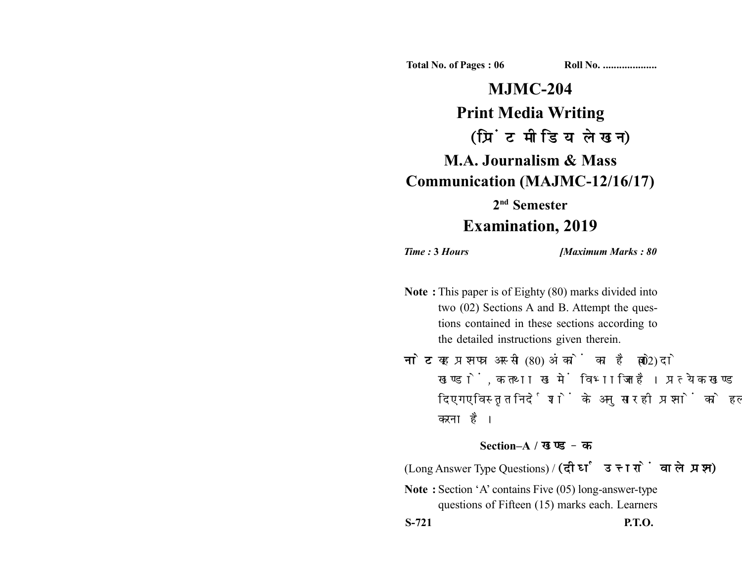Total No. of Pages : 06 Roll No. ....................

# MJMC-204

# Print Media Writing

# (प्रिंट मीडिया लेखन)

# M.A. Journalism & Mass Communication (MAJMC-12/16/17)

## 2nd Semester

## Examination, 2019

*Time : 3 Hours* *[Maximum Marks : 80*

**Note :** This paper is of Eighty (80) marks divided into two (02) Sections A and B. Attempt the questions contained in these sections according to the detailed instructions given therein.

**नोट :** यह प्रश्नपत्र अस्सी (80) अंकों का है जो दो (02) खण्डों, क तथा ख में विभाजित है। प्रत्येक खण्ड में दिए गए विस्तृत निर्देशों के अनुसार ही प्रश्नों को हल करना है।

### Section–A / खण्ड–क

(Long Answer Type Questions) / **(दीर्घ उत्तरों वाले प्रश्न)**

**Note :** Section 'A' contains Five (05) long-answer-type questions of Fifteen (15) marks each. Learners

S-721 P.T.O.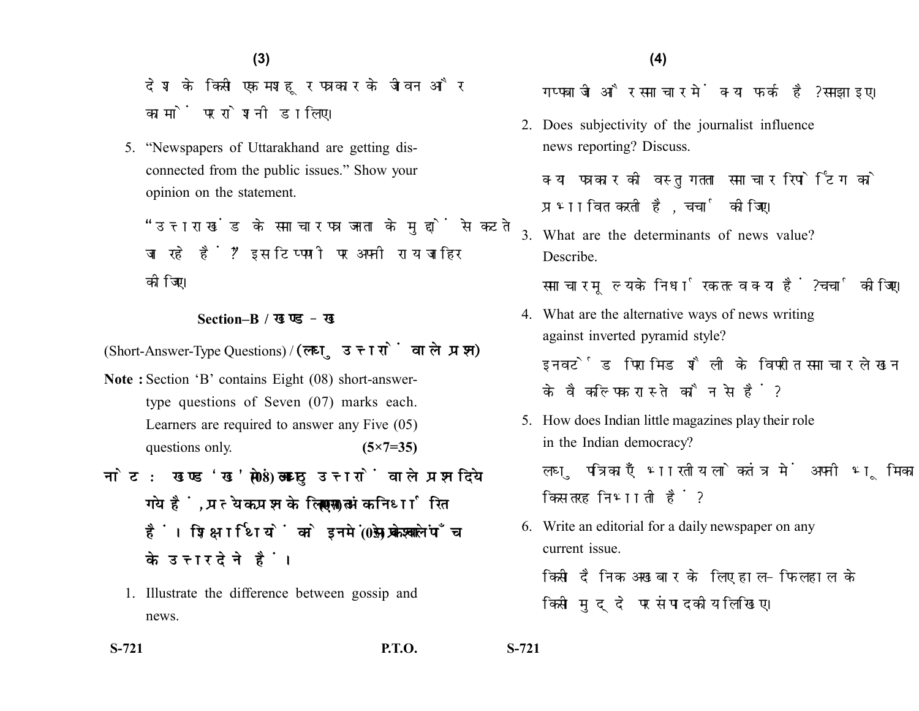देश के किसी एक मशहूर पत्रकार के जीवन और कामों पर रोशनी डालिए।

5. "Newspapers of Uttarakhand are getting disconnected from the public issues." Show your opinion on the statement.

"उत्तराखंड के समाचार पत्र जनता के मुद्दों से कटते जा रहे हैं।" इस टिप्पणी पर अपनी राय जाहिर कीजिए।

## Section–B / खण्ड – ख

(Short-Answer-Type Questions) / **(लघु उत्तरों वाले प्रश्न)**

**Note :** Section 'B' contains Eight (08) short-answer-type questions of Seven (07) marks each. Learners are required to answer any Five (05) questions only. **(5×7=35)**

**नोट : खण्ड 'ख' में आठ (08) लघु उत्तरों वाले प्रश्न दिये गये हैं, प्रत्येक प्रश्न के लिए सात (07) अंक निर्धारित हैं। शिक्षार्थियों को इनमें से केवल पाँच (05) प्रश्नों के उत्तर देने हैं।**

1. Illustrate the difference between gossip and news.

   गप्पबाजी और समाचार में क्या फर्क है? समझाइए।

2. Does subjectivity of the journalist influence news reporting? Discuss.

   क्या पत्रकार की वस्तुगतता समाचार रिपोर्टिंग को प्रभावित करती है, चर्चा कीजिए।

3. What are the determinants of news value? Describe.

   समाचार मूल्य के निर्धारक तत्व क्या हैं? चर्चा कीजिए।

4. What are the alternative ways of news writing against inverted pyramid style?

   इनवर्टेड पिरामिड शैली के विपरीत समाचार लेखन के वैकल्पिक रास्ते कौन से हैं?

5. How does Indian little magazines play their role in the Indian democracy?

   लघु पत्रिकाएँ भारतीय लोकतंत्र में अपनी भूमिका किस तरह निभाती हैं?

6. Write an editorial for a daily newspaper on any current issue.

   किसी दैनिक अखबार के लिए हाल-फिलहाल के किसी मुद्दे पर संपादकीय लिखिए।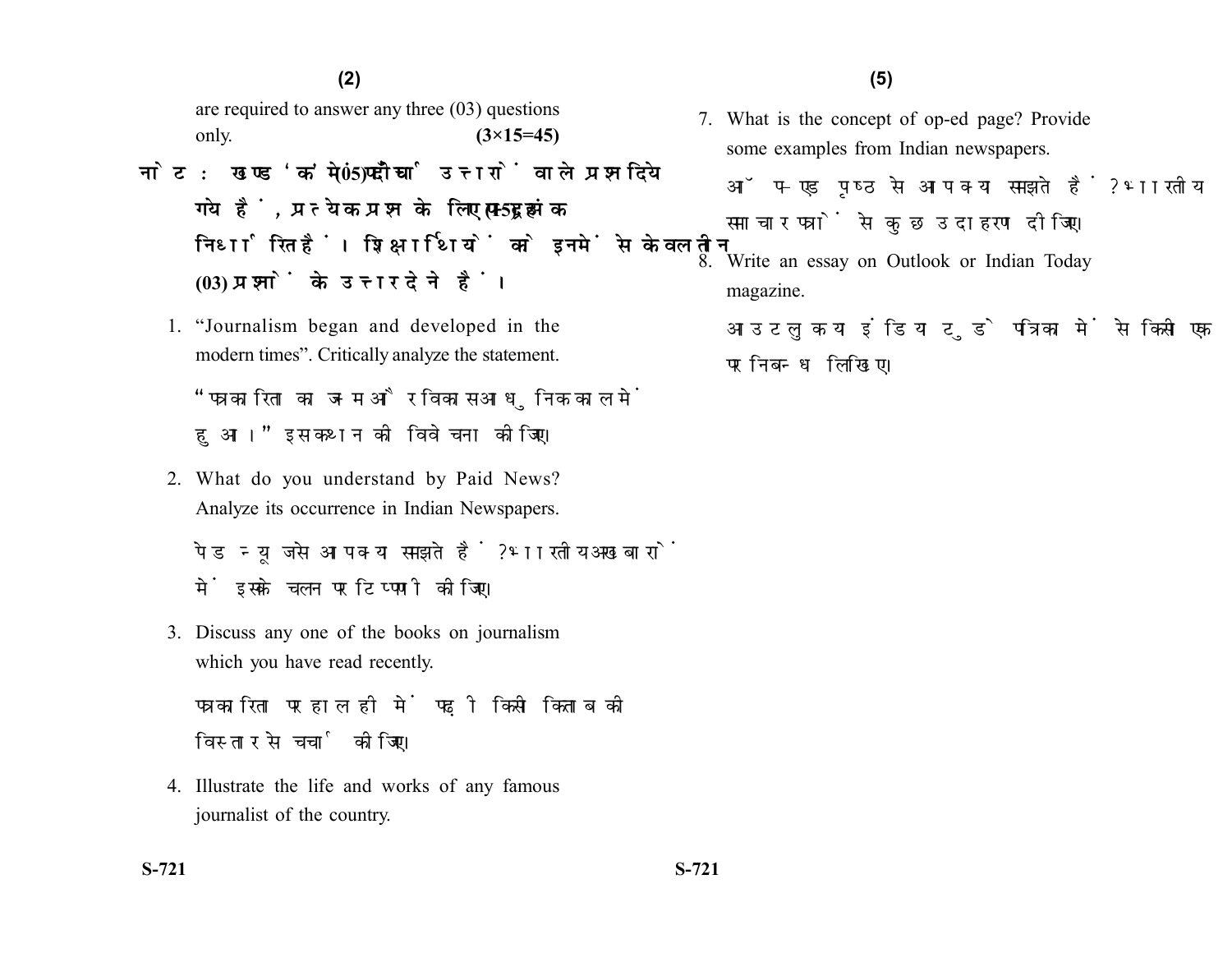are required to answer any three (03) questions only. **(3×15=45)**

**नोट : खण्ड 'क' में (05) पाँच दीर्घ उत्तरों वाले प्रश्न दिये गये हैं, प्रत्येक प्रश्न के लिए (15) अंक निर्धारित हैं। शिक्षार्थियों को इनमें से केवल तीन (03) प्रश्नों के उत्तर देने हैं।**

1. "Journalism began and developed in the modern times". Critically analyze the statement.

   "पत्रकारिता का जन्म और विकास आधुनिक काल में हुआ।" इस कथन की विवेचना कीजिए।

2. What do you understand by Paid News? Analyze its occurrence in Indian Newspapers.

   पेड न्यूज से आप क्या समझते हैं? भारतीय अखबारों में इसके चलन पर टिप्पणी कीजिए।

3. Discuss any one of the books on journalism which you have read recently.

   पत्रकारिता पर हाल ही में पढ़ी किसी किताब की विस्तार से चर्चा कीजिए।

4. Illustrate the life and works of any famous journalist of the country.

7. What is the concept of op-ed page? Provide some examples from Indian newspapers.

   ऑप-एड पृष्ठ से आप क्या समझते हैं? भारतीय समाचार पत्रों से कुछ उदाहरण दीजिए।

8. Write an essay on Outlook or Indian Today magazine.

   आउटलुक या इंडिया टुडे पत्रिका में से किसी एक पर निबन्ध लिखिए।